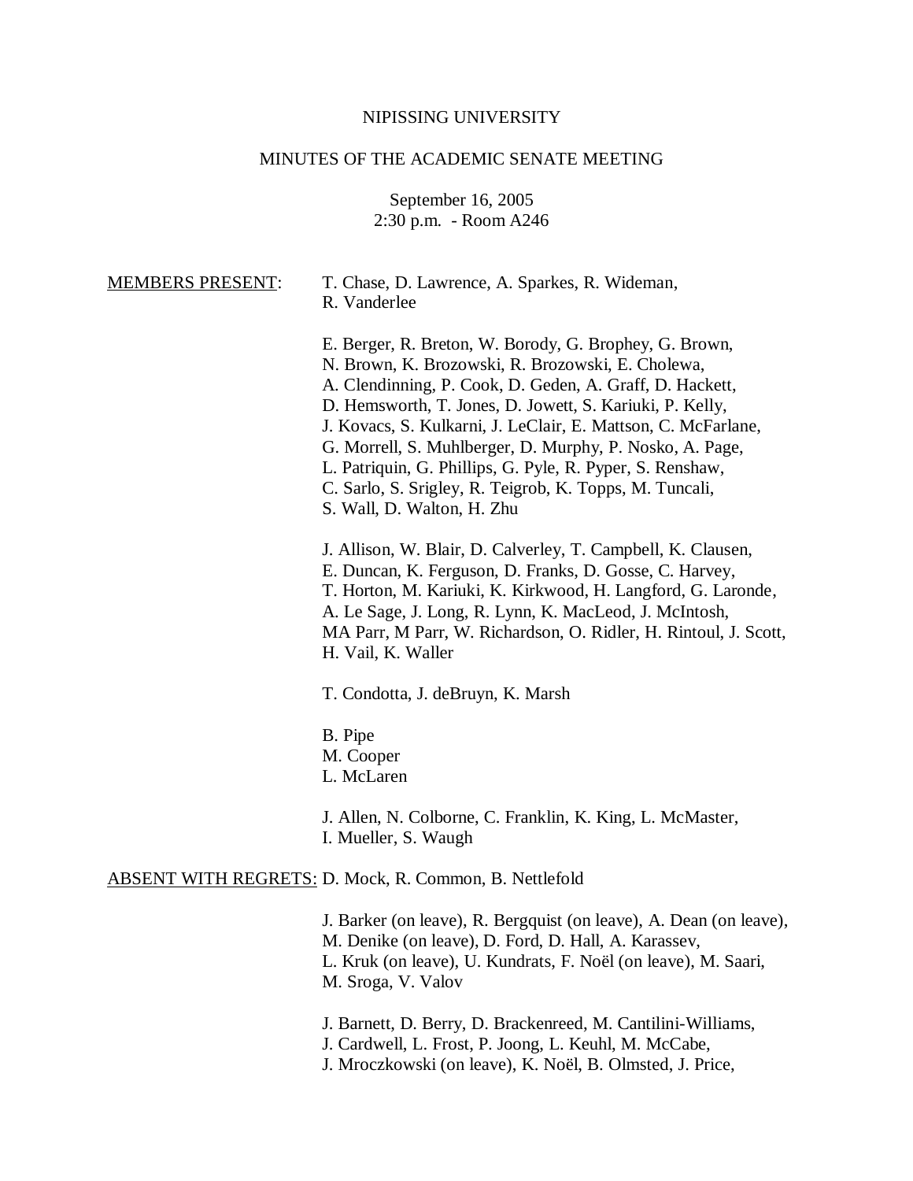NIPISSING UNIVERSITY

MINUTES OF THE ACADEMIC SENATE MEETING

September 16, 2005
2:30 p.m. - Room A246

<u>MEMBERS PRESENT</u>:

T. Chase, D. Lawrence, A. Sparkes, R. Wideman, R. Vanderlee

E. Berger, R. Breton, W. Borody, G. Brophey, G. Brown, N. Brown, K. Brozowski, R. Brozowski, E. Cholewa, A. Clendinning, P. Cook, D. Geden, A. Graff, D. Hackett, D. Hemsworth, T. Jones, D. Jowett, S. Kariuki, P. Kelly, J. Kovacs, S. Kulkarni, J. LeClair, E. Mattson, C. McFarlane, G. Morrell, S. Muhlberger, D. Murphy, P. Nosko, A. Page, L. Patriquin, G. Phillips, G. Pyle, R. Pyper, S. Renshaw, C. Sarlo, S. Srigley, R. Teigrob, K. Topps, M. Tuncali, S. Wall, D. Walton, H. Zhu

J. Allison, W. Blair, D. Calverley, T. Campbell, K. Clausen, E. Duncan, K. Ferguson, D. Franks, D. Gosse, C. Harvey, T. Horton, M. Kariuki, K. Kirkwood, H. Langford, G. Laronde, A. Le Sage, J. Long, R. Lynn, K. MacLeod, J. McIntosh, MA Parr, M Parr, W. Richardson, O. Ridler, H. Rintoul, J. Scott, H. Vail, K. Waller

T. Condotta, J. deBruyn, K. Marsh

B. Pipe
M. Cooper
L. McLaren

J. Allen, N. Colborne, C. Franklin, K. King, L. McMaster, I. Mueller, S. Waugh

<u>ABSENT WITH REGRETS</u>: D. Mock, R. Common, B. Nettlefold

J. Barker (on leave), R. Bergquist (on leave), A. Dean (on leave), M. Denike (on leave), D. Ford, D. Hall, A. Karassev, L. Kruk (on leave), U. Kundrats, F. Noël (on leave), M. Saari, M. Sroga, V. Valov

J. Barnett, D. Berry, D. Brackenreed, M. Cantilini-Williams, J. Cardwell, L. Frost, P. Joong, L. Keuhl, M. McCabe, J. Mroczkowski (on leave), K. Noël, B. Olmsted, J. Price,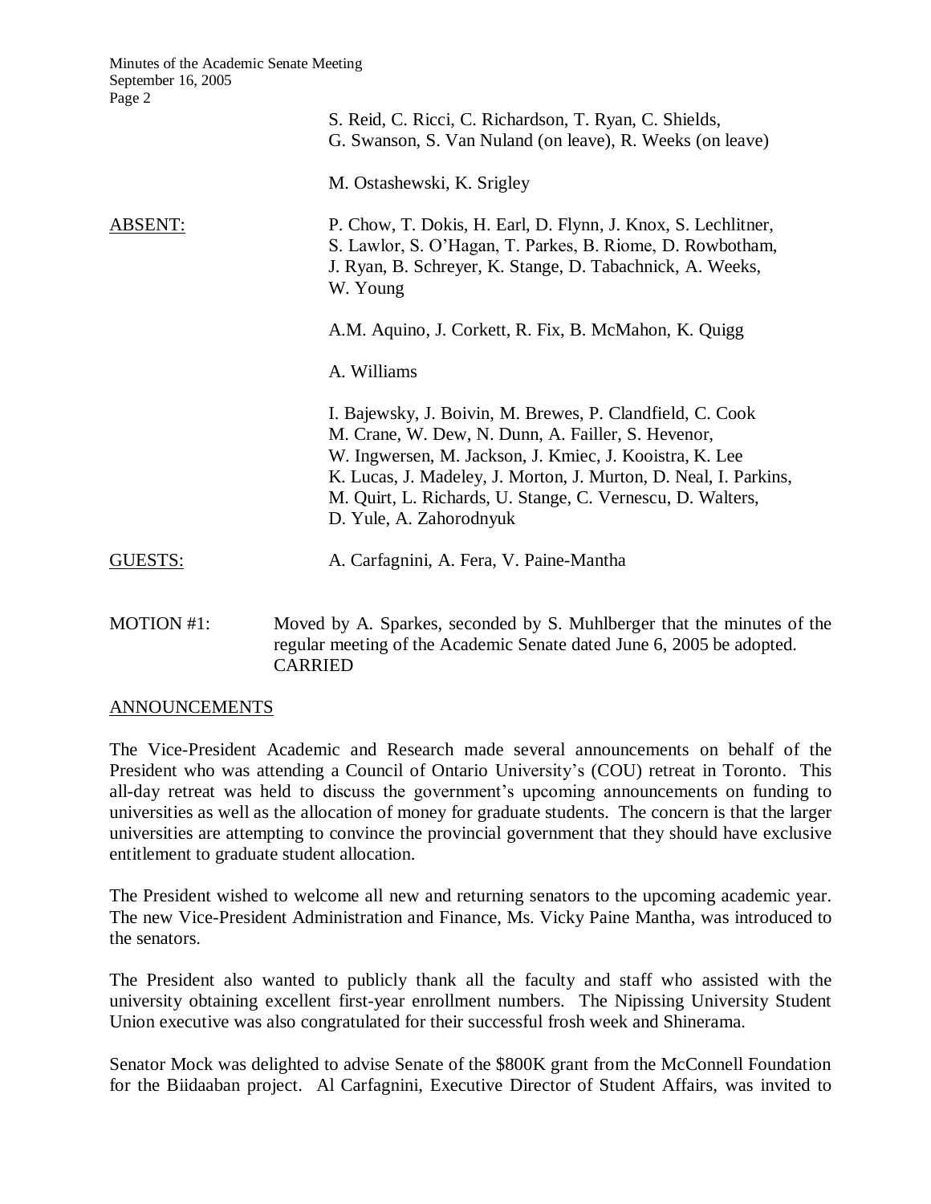S. Reid, C. Ricci, C. Richardson, T. Ryan, C. Shields,
G. Swanson, S. Van Nuland (on leave), R. Weeks (on leave)

M. Ostashewski, K. Srigley

ABSENT: P. Chow, T. Dokis, H. Earl, D. Flynn, J. Knox, S. Lechlitner, S. Lawlor, S. O'Hagan, T. Parkes, B. Riome, D. Rowbotham, J. Ryan, B. Schreyer, K. Stange, D. Tabachnick, A. Weeks, W. Young

A.M. Aquino, J. Corkett, R. Fix, B. McMahon, K. Quigg

A. Williams

I. Bajewsky, J. Boivin, M. Brewes, P. Clandfield, C. Cook
M. Crane, W. Dew, N. Dunn, A. Failler, S. Hevenor,
W. Ingwersen, M. Jackson, J. Kmiec, J. Kooistra, K. Lee
K. Lucas, J. Madeley, J. Morton, J. Murton, D. Neal, I. Parkins,
M. Quirt, L. Richards, U. Stange, C. Vernescu, D. Walters,
D. Yule, A. Zahorodnyuk

GUESTS: A. Carfagnini, A. Fera, V. Paine-Mantha

MOTION #1: Moved by A. Sparkes, seconded by S. Muhlberger that the minutes of the regular meeting of the Academic Senate dated June 6, 2005 be adopted.
CARRIED

## ANNOUNCEMENTS

The Vice-President Academic and Research made several announcements on behalf of the President who was attending a Council of Ontario University's (COU) retreat in Toronto. This all-day retreat was held to discuss the government's upcoming announcements on funding to universities as well as the allocation of money for graduate students. The concern is that the larger universities are attempting to convince the provincial government that they should have exclusive entitlement to graduate student allocation.

The President wished to welcome all new and returning senators to the upcoming academic year. The new Vice-President Administration and Finance, Ms. Vicky Paine Mantha, was introduced to the senators.

The President also wanted to publicly thank all the faculty and staff who assisted with the university obtaining excellent first-year enrollment numbers. The Nipissing University Student Union executive was also congratulated for their successful frosh week and Shinerama.

Senator Mock was delighted to advise Senate of the $800K grant from the McConnell Foundation for the Biidaaban project. Al Carfagnini, Executive Director of Student Affairs, was invited to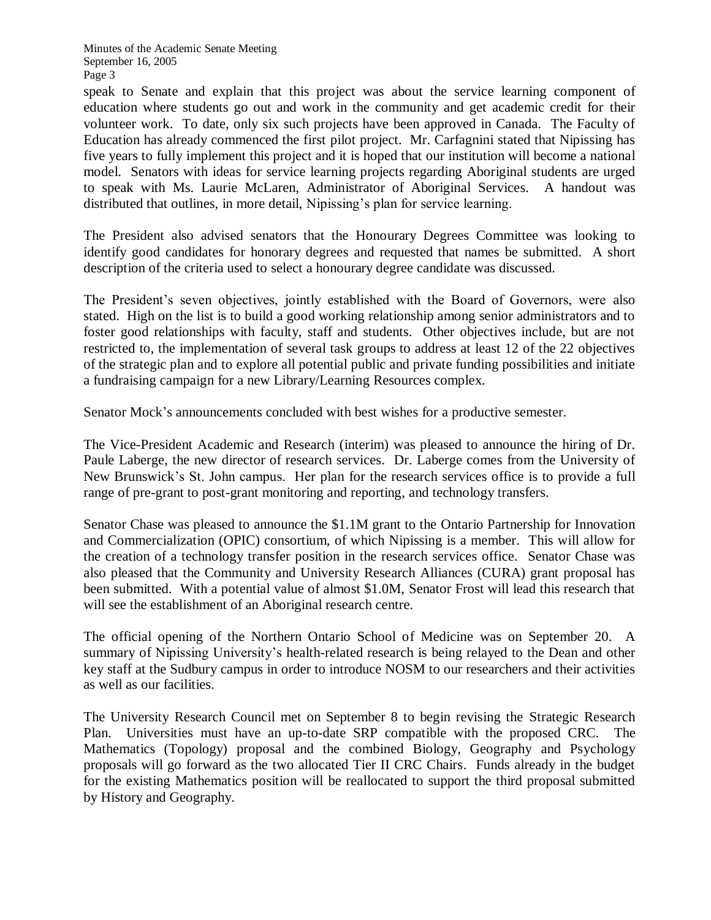speak to Senate and explain that this project was about the service learning component of education where students go out and work in the community and get academic credit for their volunteer work. To date, only six such projects have been approved in Canada. The Faculty of Education has already commenced the first pilot project. Mr. Carfagnini stated that Nipissing has five years to fully implement this project and it is hoped that our institution will become a national model. Senators with ideas for service learning projects regarding Aboriginal students are urged to speak with Ms. Laurie McLaren, Administrator of Aboriginal Services. A handout was distributed that outlines, in more detail, Nipissing's plan for service learning.

The President also advised senators that the Honourary Degrees Committee was looking to identify good candidates for honorary degrees and requested that names be submitted. A short description of the criteria used to select a honourary degree candidate was discussed.

The President's seven objectives, jointly established with the Board of Governors, were also stated. High on the list is to build a good working relationship among senior administrators and to foster good relationships with faculty, staff and students. Other objectives include, but are not restricted to, the implementation of several task groups to address at least 12 of the 22 objectives of the strategic plan and to explore all potential public and private funding possibilities and initiate a fundraising campaign for a new Library/Learning Resources complex.

Senator Mock's announcements concluded with best wishes for a productive semester.

The Vice-President Academic and Research (interim) was pleased to announce the hiring of Dr. Paule Laberge, the new director of research services. Dr. Laberge comes from the University of New Brunswick's St. John campus. Her plan for the research services office is to provide a full range of pre-grant to post-grant monitoring and reporting, and technology transfers.

Senator Chase was pleased to announce the $1.1M grant to the Ontario Partnership for Innovation and Commercialization (OPIC) consortium, of which Nipissing is a member. This will allow for the creation of a technology transfer position in the research services office. Senator Chase was also pleased that the Community and University Research Alliances (CURA) grant proposal has been submitted. With a potential value of almost $1.0M, Senator Frost will lead this research that will see the establishment of an Aboriginal research centre.

The official opening of the Northern Ontario School of Medicine was on September 20. A summary of Nipissing University's health-related research is being relayed to the Dean and other key staff at the Sudbury campus in order to introduce NOSM to our researchers and their activities as well as our facilities.

The University Research Council met on September 8 to begin revising the Strategic Research Plan. Universities must have an up-to-date SRP compatible with the proposed CRC. The Mathematics (Topology) proposal and the combined Biology, Geography and Psychology proposals will go forward as the two allocated Tier II CRC Chairs. Funds already in the budget for the existing Mathematics position will be reallocated to support the third proposal submitted by History and Geography.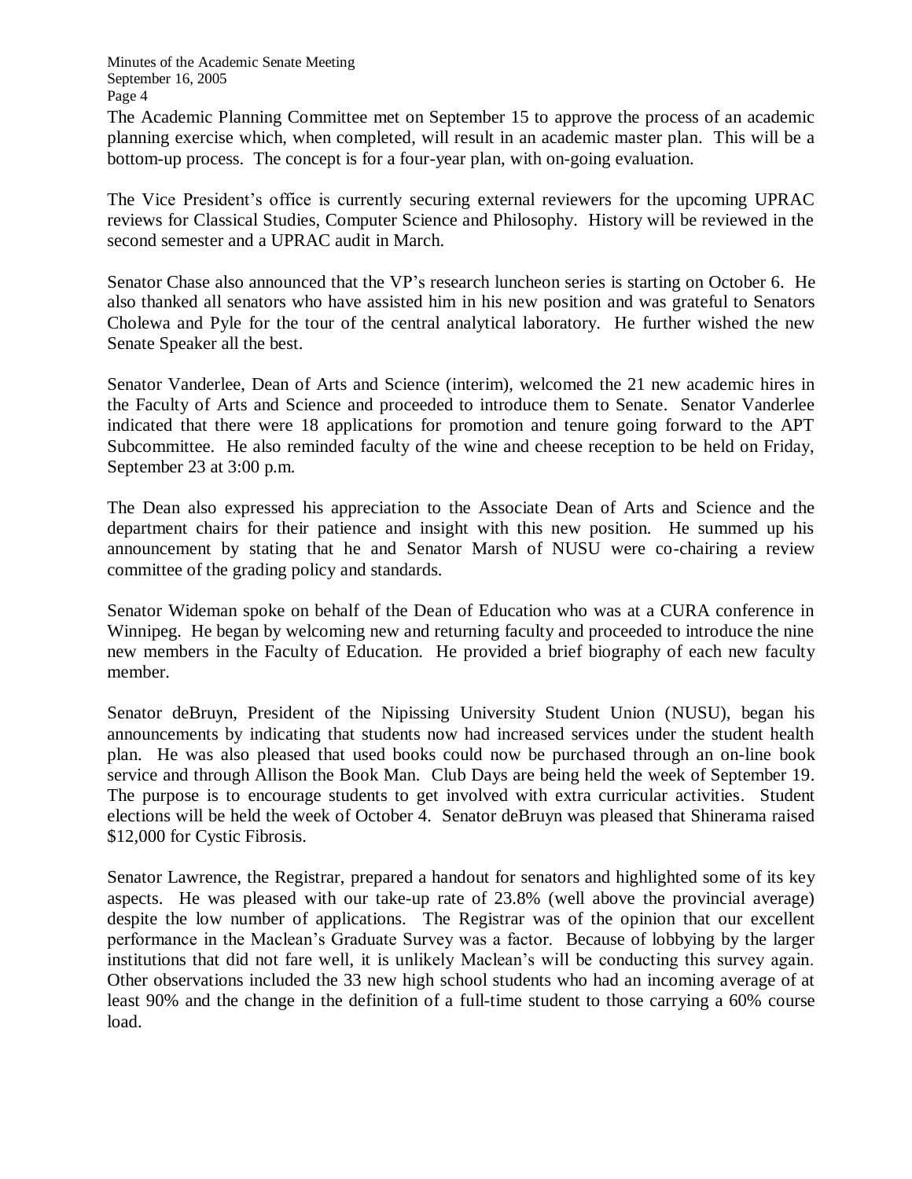The Academic Planning Committee met on September 15 to approve the process of an academic planning exercise which, when completed, will result in an academic master plan. This will be a bottom-up process. The concept is for a four-year plan, with on-going evaluation.

The Vice President's office is currently securing external reviewers for the upcoming UPRAC reviews for Classical Studies, Computer Science and Philosophy. History will be reviewed in the second semester and a UPRAC audit in March.

Senator Chase also announced that the VP's research luncheon series is starting on October 6. He also thanked all senators who have assisted him in his new position and was grateful to Senators Cholewa and Pyle for the tour of the central analytical laboratory. He further wished the new Senate Speaker all the best.

Senator Vanderlee, Dean of Arts and Science (interim), welcomed the 21 new academic hires in the Faculty of Arts and Science and proceeded to introduce them to Senate. Senator Vanderlee indicated that there were 18 applications for promotion and tenure going forward to the APT Subcommittee. He also reminded faculty of the wine and cheese reception to be held on Friday, September 23 at 3:00 p.m.

The Dean also expressed his appreciation to the Associate Dean of Arts and Science and the department chairs for their patience and insight with this new position. He summed up his announcement by stating that he and Senator Marsh of NUSU were co-chairing a review committee of the grading policy and standards.

Senator Wideman spoke on behalf of the Dean of Education who was at a CURA conference in Winnipeg. He began by welcoming new and returning faculty and proceeded to introduce the nine new members in the Faculty of Education. He provided a brief biography of each new faculty member.

Senator deBruyn, President of the Nipissing University Student Union (NUSU), began his announcements by indicating that students now had increased services under the student health plan. He was also pleased that used books could now be purchased through an on-line book service and through Allison the Book Man. Club Days are being held the week of September 19. The purpose is to encourage students to get involved with extra curricular activities. Student elections will be held the week of October 4. Senator deBruyn was pleased that Shinerama raised \$12,000 for Cystic Fibrosis.

Senator Lawrence, the Registrar, prepared a handout for senators and highlighted some of its key aspects. He was pleased with our take-up rate of 23.8% (well above the provincial average) despite the low number of applications. The Registrar was of the opinion that our excellent performance in the Maclean's Graduate Survey was a factor. Because of lobbying by the larger institutions that did not fare well, it is unlikely Maclean's will be conducting this survey again. Other observations included the 33 new high school students who had an incoming average of at least 90% and the change in the definition of a full-time student to those carrying a 60% course load.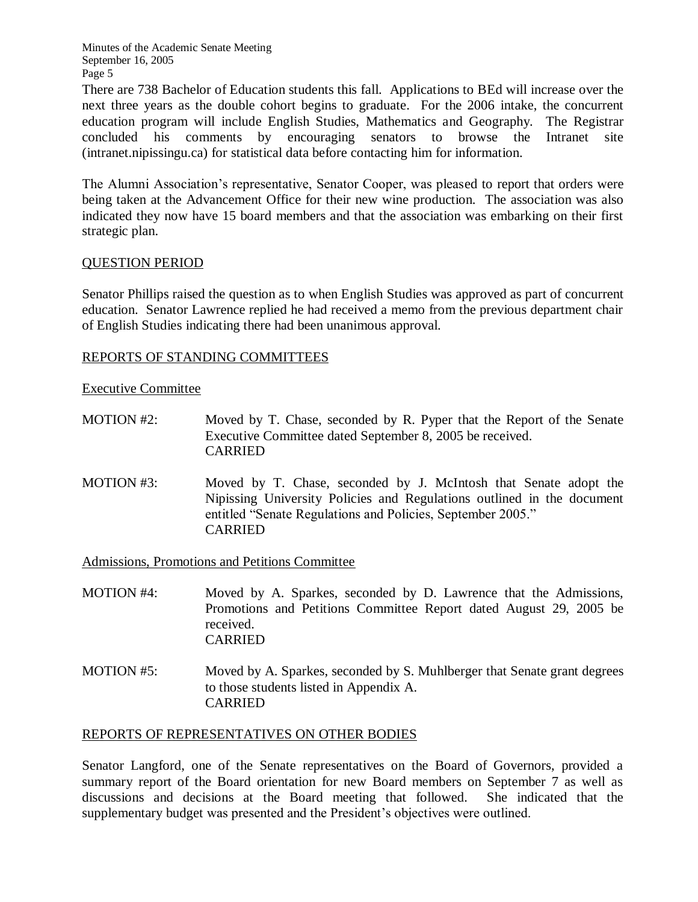There are 738 Bachelor of Education students this fall. Applications to BEd will increase over the next three years as the double cohort begins to graduate. For the 2006 intake, the concurrent education program will include English Studies, Mathematics and Geography. The Registrar concluded his comments by encouraging senators to browse the Intranet site (intranet.nipissingu.ca) for statistical data before contacting him for information.

The Alumni Association's representative, Senator Cooper, was pleased to report that orders were being taken at the Advancement Office for their new wine production. The association was also indicated they now have 15 board members and that the association was embarking on their first strategic plan.

## QUESTION PERIOD

Senator Phillips raised the question as to when English Studies was approved as part of concurrent education. Senator Lawrence replied he had received a memo from the previous department chair of English Studies indicating there had been unanimous approval.

## REPORTS OF STANDING COMMITTEES

### Executive Committee

MOTION #2: Moved by T. Chase, seconded by R. Pyper that the Report of the Senate Executive Committee dated September 8, 2005 be received.
CARRIED

MOTION #3: Moved by T. Chase, seconded by J. McIntosh that Senate adopt the Nipissing University Policies and Regulations outlined in the document entitled "Senate Regulations and Policies, September 2005."
CARRIED

### Admissions, Promotions and Petitions Committee

MOTION #4: Moved by A. Sparkes, seconded by D. Lawrence that the Admissions, Promotions and Petitions Committee Report dated August 29, 2005 be received.
CARRIED

MOTION #5: Moved by A. Sparkes, seconded by S. Muhlberger that Senate grant degrees to those students listed in Appendix A.
CARRIED

## REPORTS OF REPRESENTATIVES ON OTHER BODIES

Senator Langford, one of the Senate representatives on the Board of Governors, provided a summary report of the Board orientation for new Board members on September 7 as well as discussions and decisions at the Board meeting that followed. She indicated that the supplementary budget was presented and the President's objectives were outlined.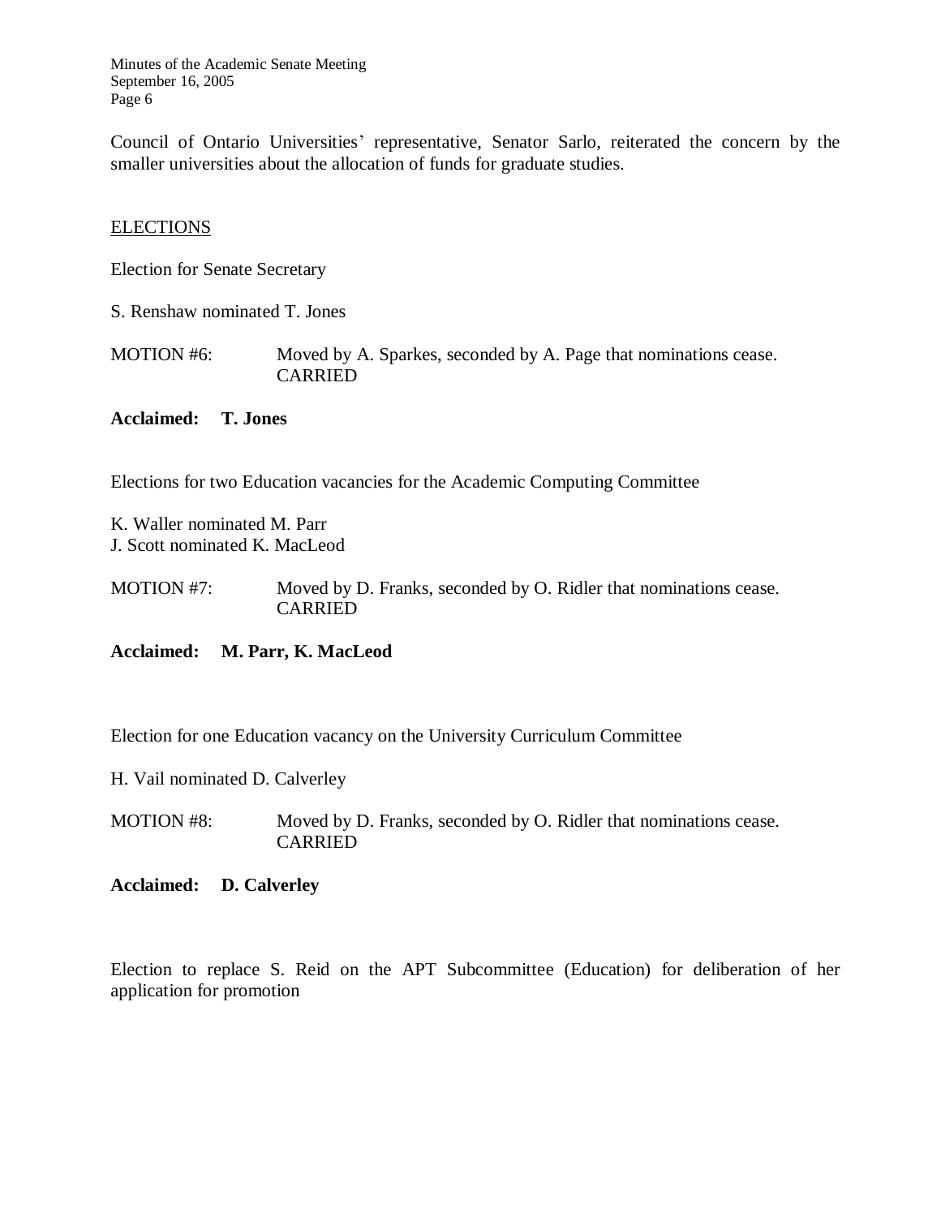Council of Ontario Universities' representative, Senator Sarlo, reiterated the concern by the smaller universities about the allocation of funds for graduate studies.

## ELECTIONS

Election for Senate Secretary

S. Renshaw nominated T. Jones

MOTION #6: Moved by A. Sparkes, seconded by A. Page that nominations cease. CARRIED

**Acclaimed: T. Jones**

Elections for two Education vacancies for the Academic Computing Committee

K. Waller nominated M. Parr
J. Scott nominated K. MacLeod

MOTION #7: Moved by D. Franks, seconded by O. Ridler that nominations cease. CARRIED

**Acclaimed: M. Parr, K. MacLeod**

Election for one Education vacancy on the University Curriculum Committee

H. Vail nominated D. Calverley

MOTION #8: Moved by D. Franks, seconded by O. Ridler that nominations cease. CARRIED

**Acclaimed: D. Calverley**

Election to replace S. Reid on the APT Subcommittee (Education) for deliberation of her application for promotion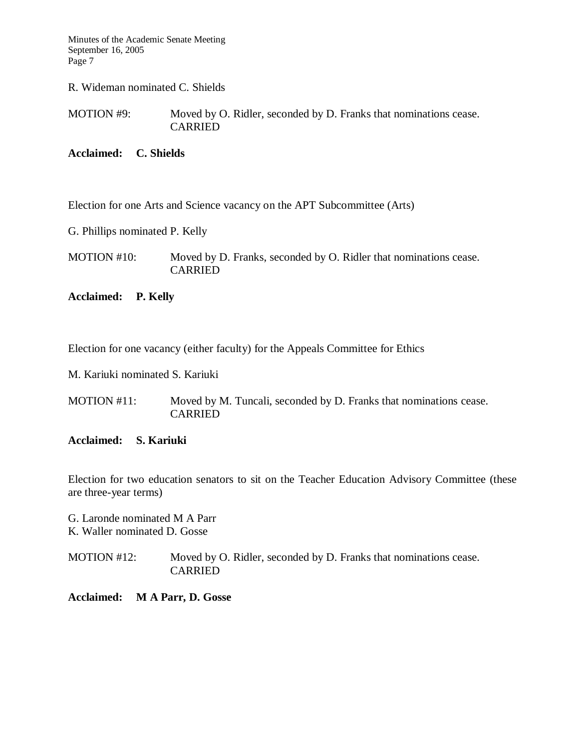R. Wideman nominated C. Shields

MOTION #9: Moved by O. Ridler, seconded by D. Franks that nominations cease. CARRIED

**Acclaimed: C. Shields**

Election for one Arts and Science vacancy on the APT Subcommittee (Arts)

G. Phillips nominated P. Kelly

MOTION #10: Moved by D. Franks, seconded by O. Ridler that nominations cease. CARRIED

**Acclaimed: P. Kelly**

Election for one vacancy (either faculty) for the Appeals Committee for Ethics

M. Kariuki nominated S. Kariuki

MOTION #11: Moved by M. Tuncali, seconded by D. Franks that nominations cease. CARRIED

**Acclaimed: S. Kariuki**

Election for two education senators to sit on the Teacher Education Advisory Committee (these are three-year terms)

G. Laronde nominated M A Parr
K. Waller nominated D. Gosse

MOTION #12: Moved by O. Ridler, seconded by D. Franks that nominations cease. CARRIED

**Acclaimed: M A Parr, D. Gosse**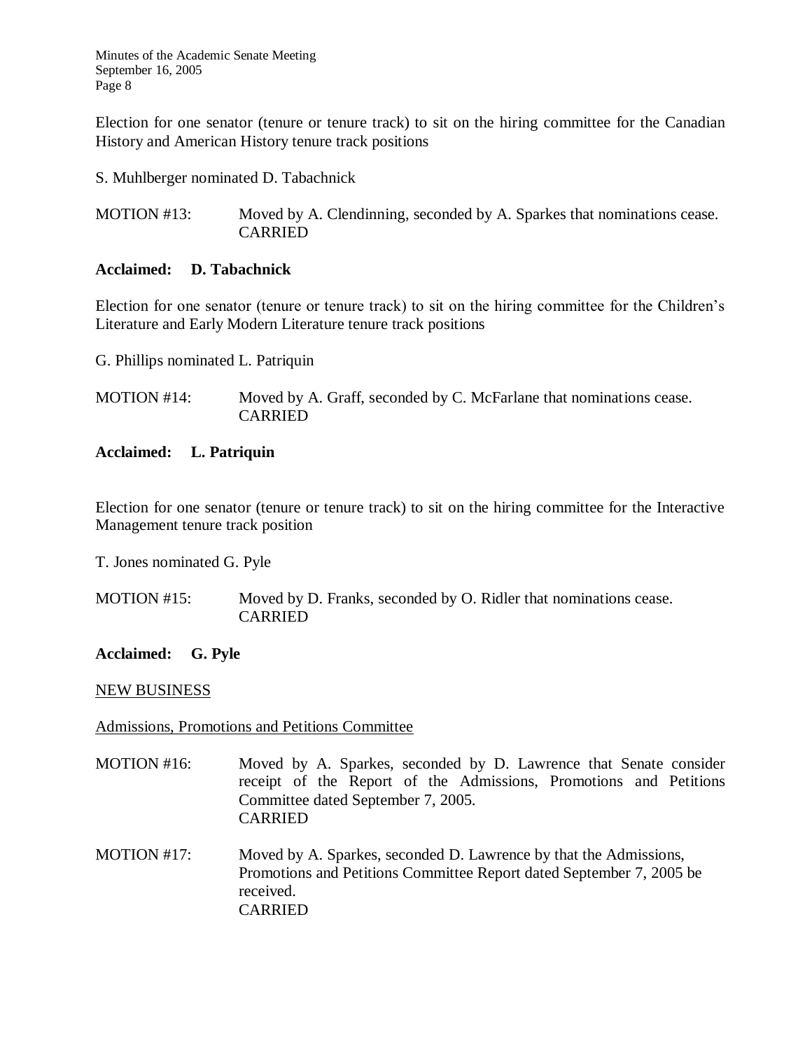Election for one senator (tenure or tenure track) to sit on the hiring committee for the Canadian History and American History tenure track positions

S. Muhlberger nominated D. Tabachnick

MOTION #13: Moved by A. Clendinning, seconded by A. Sparkes that nominations cease. CARRIED

**Acclaimed: D. Tabachnick**

Election for one senator (tenure or tenure track) to sit on the hiring committee for the Children's Literature and Early Modern Literature tenure track positions

G. Phillips nominated L. Patriquin

MOTION #14: Moved by A. Graff, seconded by C. McFarlane that nominations cease. CARRIED

**Acclaimed: L. Patriquin**

Election for one senator (tenure or tenure track) to sit on the hiring committee for the Interactive Management tenure track position

T. Jones nominated G. Pyle

MOTION #15: Moved by D. Franks, seconded by O. Ridler that nominations cease. CARRIED

**Acclaimed: G. Pyle**

NEW BUSINESS

Admissions, Promotions and Petitions Committee

MOTION #16: Moved by A. Sparkes, seconded by D. Lawrence that Senate consider receipt of the Report of the Admissions, Promotions and Petitions Committee dated September 7, 2005. CARRIED

MOTION #17: Moved by A. Sparkes, seconded D. Lawrence by that the Admissions, Promotions and Petitions Committee Report dated September 7, 2005 be received. CARRIED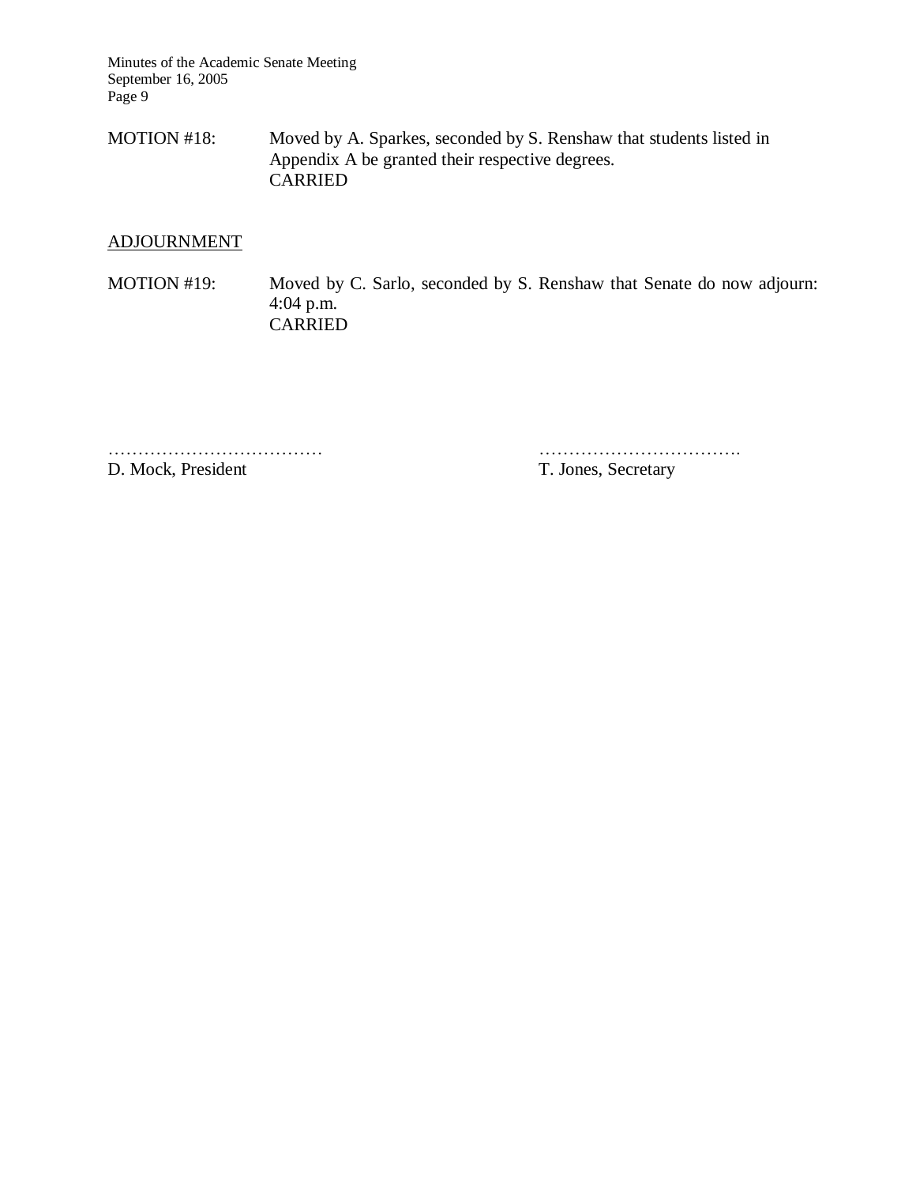MOTION #18: Moved by A. Sparkes, seconded by S. Renshaw that students listed in Appendix A be granted their respective degrees.
CARRIED

ADJOURNMENT

MOTION #19: Moved by C. Sarlo, seconded by S. Renshaw that Senate do now adjourn: 4:04 p.m.
CARRIED

……………………………… D. Mock, President

……………………………. T. Jones, Secretary